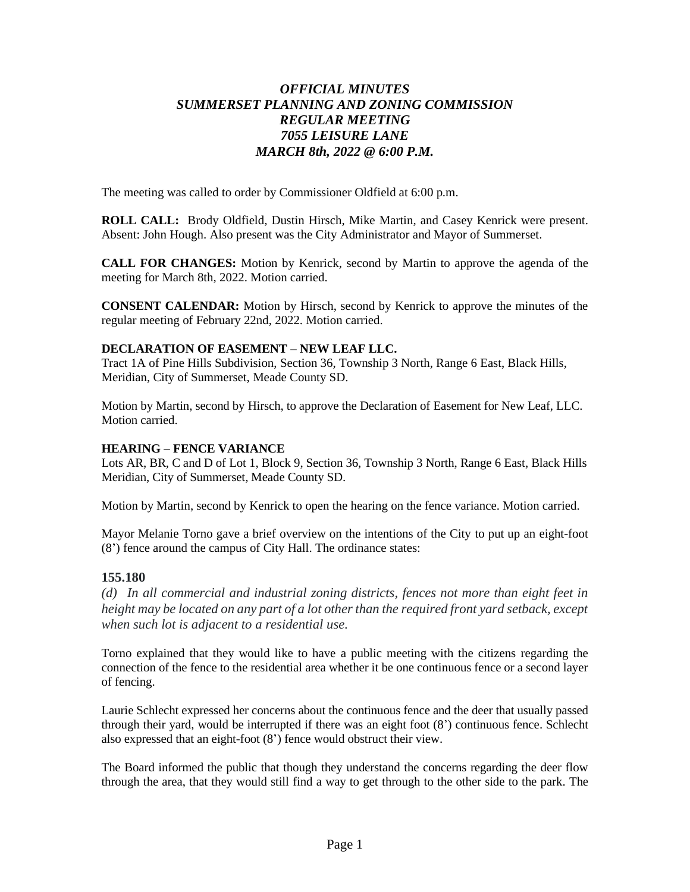# *OFFICIAL MINUTES*
# *SUMMERSET PLANNING AND ZONING COMMISSION*
# *REGULAR MEETING*
# *7055 LEISURE LANE*
# *MARCH 8th, 2022 @ 6:00 P.M.*

The meeting was called to order by Commissioner Oldfield at 6:00 p.m.

**ROLL CALL:** Brody Oldfield, Dustin Hirsch, Mike Martin, and Casey Kenrick were present. Absent: John Hough. Also present was the City Administrator and Mayor of Summerset.

**CALL FOR CHANGES:** Motion by Kenrick, second by Martin to approve the agenda of the meeting for March 8th, 2022. Motion carried.

**CONSENT CALENDAR:** Motion by Hirsch, second by Kenrick to approve the minutes of the regular meeting of February 22nd, 2022. Motion carried.

**DECLARATION OF EASEMENT – NEW LEAF LLC.**

Tract 1A of Pine Hills Subdivision, Section 36, Township 3 North, Range 6 East, Black Hills, Meridian, City of Summerset, Meade County SD.

Motion by Martin, second by Hirsch, to approve the Declaration of Easement for New Leaf, LLC. Motion carried.

**HEARING – FENCE VARIANCE**

Lots AR, BR, C and D of Lot 1, Block 9, Section 36, Township 3 North, Range 6 East, Black Hills Meridian, City of Summerset, Meade County SD.

Motion by Martin, second by Kenrick to open the hearing on the fence variance. Motion carried.

Mayor Melanie Torno gave a brief overview on the intentions of the City to put up an eight-foot (8') fence around the campus of City Hall. The ordinance states:

### 155.180

*(d) In all commercial and industrial zoning districts, fences not more than eight feet in height may be located on any part of a lot other than the required front yard setback, except when such lot is adjacent to a residential use.*

Torno explained that they would like to have a public meeting with the citizens regarding the connection of the fence to the residential area whether it be one continuous fence or a second layer of fencing.

Laurie Schlecht expressed her concerns about the continuous fence and the deer that usually passed through their yard, would be interrupted if there was an eight foot (8') continuous fence. Schlecht also expressed that an eight-foot (8') fence would obstruct their view.

The Board informed the public that though they understand the concerns regarding the deer flow through the area, that they would still find a way to get through to the other side to the park. The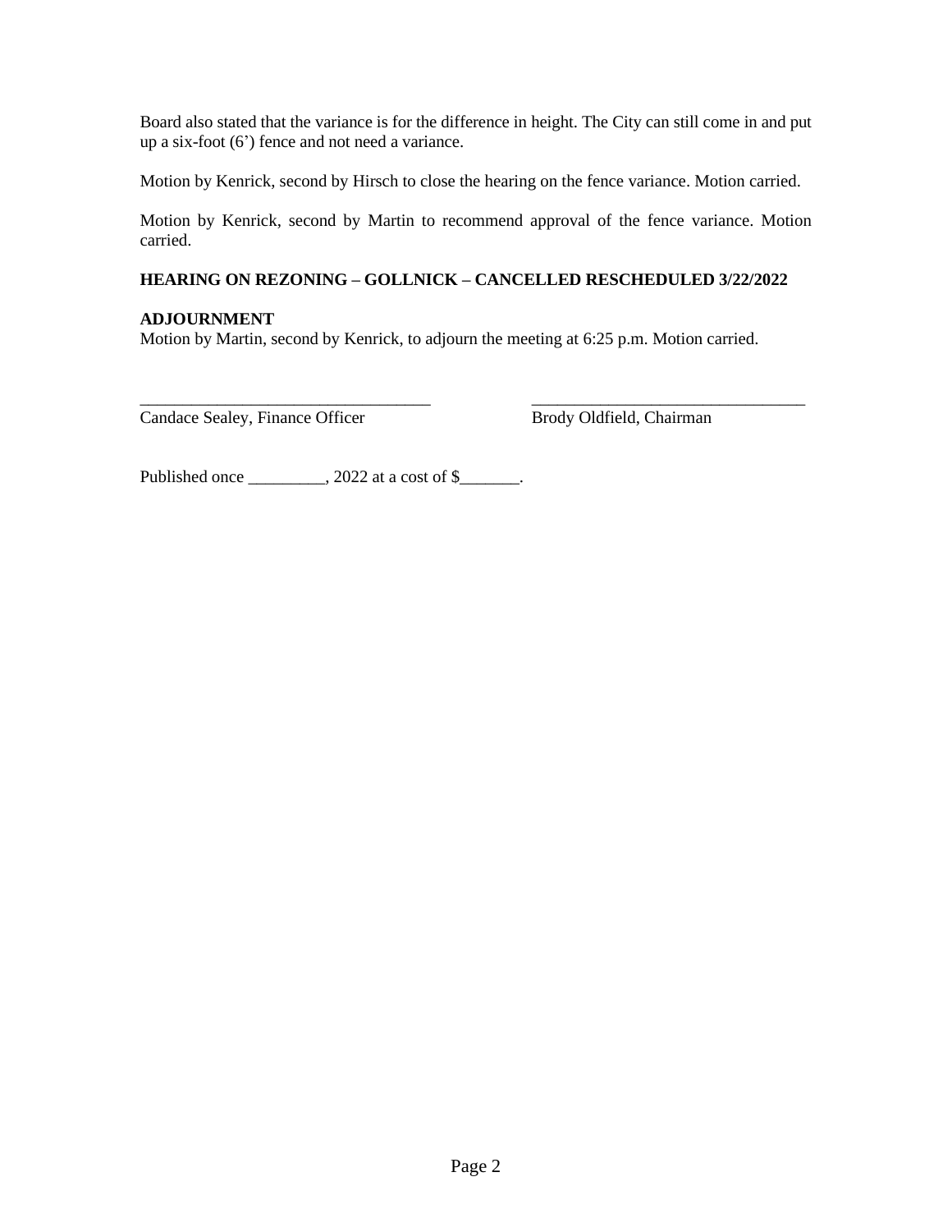Board also stated that the variance is for the difference in height. The City can still come in and put up a six-foot (6') fence and not need a variance.

Motion by Kenrick, second by Hirsch to close the hearing on the fence variance. Motion carried.

Motion by Kenrick, second by Martin to recommend approval of the fence variance. Motion carried.

**HEARING ON REZONING – GOLLNICK – CANCELLED RESCHEDULED 3/22/2022**

**ADJOURNMENT**

Motion by Martin, second by Kenrick, to adjourn the meeting at 6:25 p.m. Motion carried.

\_\_\_\_\_\_\_\_\_\_\_\_\_\_\_\_\_\_\_\_\_\_\_\_\_\_\_\_\_\_\_\_\_\_\_\_ \_\_\_\_\_\_\_\_\_\_\_\_\_\_\_\_\_\_\_\_\_\_\_\_\_\_\_\_\_\_\_\_\_\_\_

Candace Sealey, Finance Officer Brody Oldfield, Chairman

Published once \_\_\_\_\_\_\_\_\_, 2022 at a cost of $\_\_\_\_\_\_\_.